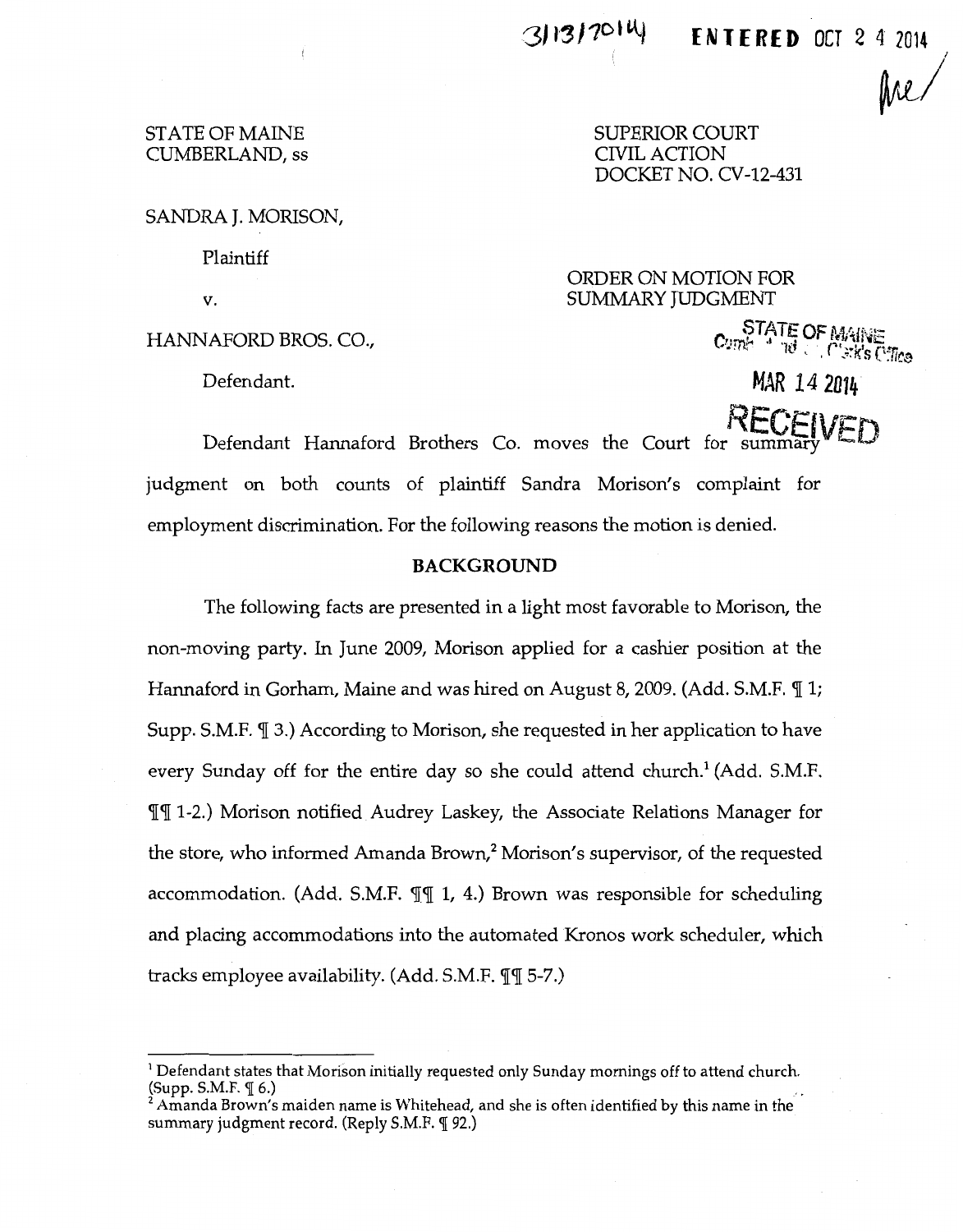3/13/2014 **ENTERED** OCT 2 4 2014

STATE OF MAINE
CUMBERLAND, ss

SUPERIOR COURT
CIVIL ACTION
DOCKET NO. CV-12-431

SANDRA J. MORISON,

Plaintiff

v.

HANNAFORD BROS. CO.,

Defendant.

ORDER ON MOTION FOR SUMMARY JUDGMENT

STATE OF MAINE
Cumberland, ss, Clerk's Office

MAR 14 2014

RECEIVED

Defendant Hannaford Brothers Co. moves the Court for summary judgment on both counts of plaintiff Sandra Morison's complaint for employment discrimination. For the following reasons the motion is denied.

**BACKGROUND**

The following facts are presented in a light most favorable to Morison, the non-moving party. In June 2009, Morison applied for a cashier position at the Hannaford in Gorham, Maine and was hired on August 8, 2009. (Add. S.M.F. ¶ 1; Supp. S.M.F. ¶ 3.) According to Morison, she requested in her application to have every Sunday off for the entire day so she could attend church.[1] (Add. S.M.F. ¶¶ 1-2.) Morison notified Audrey Laskey, the Associate Relations Manager for the store, who informed Amanda Brown,[2] Morison's supervisor, of the requested accommodation. (Add. S.M.F. ¶¶ 1, 4.) Brown was responsible for scheduling and placing accommodations into the automated Kronos work scheduler, which tracks employee availability. (Add. S.M.F. ¶¶ 5-7.)

---

[1] Defendant states that Morison initially requested only Sunday mornings off to attend church. (Supp. S.M.F. ¶ 6.)

[2] Amanda Brown's maiden name is Whitehead, and she is often identified by this name in the summary judgment record. (Reply S.M.F. ¶ 92.)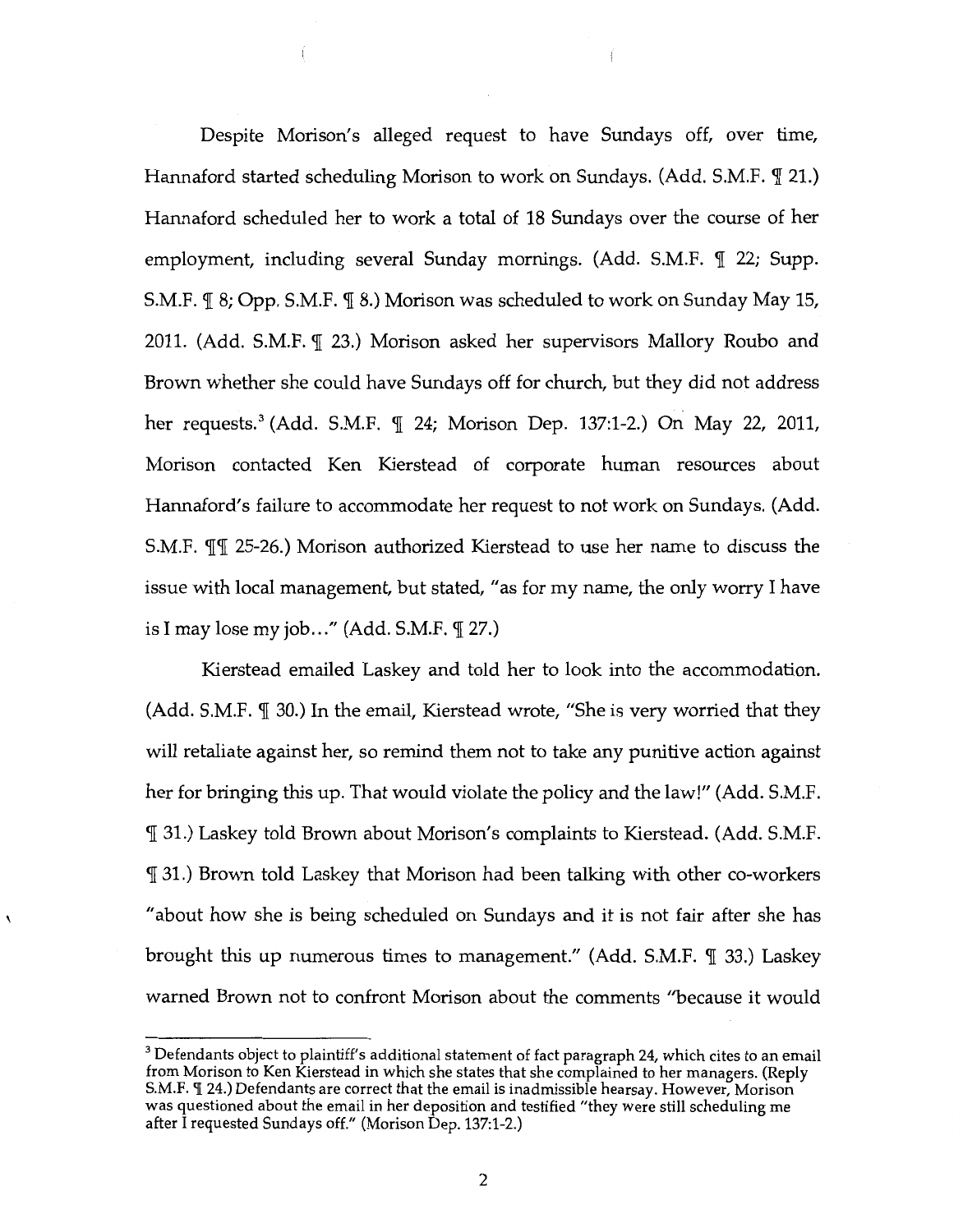Despite Morison's alleged request to have Sundays off, over time, Hannaford started scheduling Morison to work on Sundays. (Add. S.M.F. ¶ 21.) Hannaford scheduled her to work a total of 18 Sundays over the course of her employment, including several Sunday mornings. (Add. S.M.F. ¶ 22; Supp. S.M.F. ¶ 8; Opp. S.M.F. ¶ 8.) Morison was scheduled to work on Sunday May 15, 2011. (Add. S.M.F. ¶ 23.) Morison asked her supervisors Mallory Roubo and Brown whether she could have Sundays off for church, but they did not address her requests.[3] (Add. S.M.F. ¶ 24; Morison Dep. 137:1-2.) On May 22, 2011, Morison contacted Ken Kierstead of corporate human resources about Hannaford's failure to accommodate her request to not work on Sundays. (Add. S.M.F. ¶¶ 25-26.) Morison authorized Kierstead to use her name to discuss the issue with local management, but stated, "as for my name, the only worry I have is I may lose my job..." (Add. S.M.F. ¶ 27.)

Kierstead emailed Laskey and told her to look into the accommodation. (Add. S.M.F. ¶ 30.) In the email, Kierstead wrote, "She is very worried that they will retaliate against her, so remind them not to take any punitive action against her for bringing this up. That would violate the policy and the law!" (Add. S.M.F. ¶ 31.) Laskey told Brown about Morison's complaints to Kierstead. (Add. S.M.F. ¶ 31.) Brown told Laskey that Morison had been talking with other co-workers "about how she is being scheduled on Sundays and it is not fair after she has brought this up numerous times to management." (Add. S.M.F. ¶ 33.) Laskey warned Brown not to confront Morison about the comments "because it would

---

[3] Defendants object to plaintiff's additional statement of fact paragraph 24, which cites to an email from Morison to Ken Kierstead in which she states that she complained to her managers. (Reply S.M.F. ¶ 24.) Defendants are correct that the email is inadmissible hearsay. However, Morison was questioned about the email in her deposition and testified "they were still scheduling me after I requested Sundays off." (Morison Dep. 137:1-2.)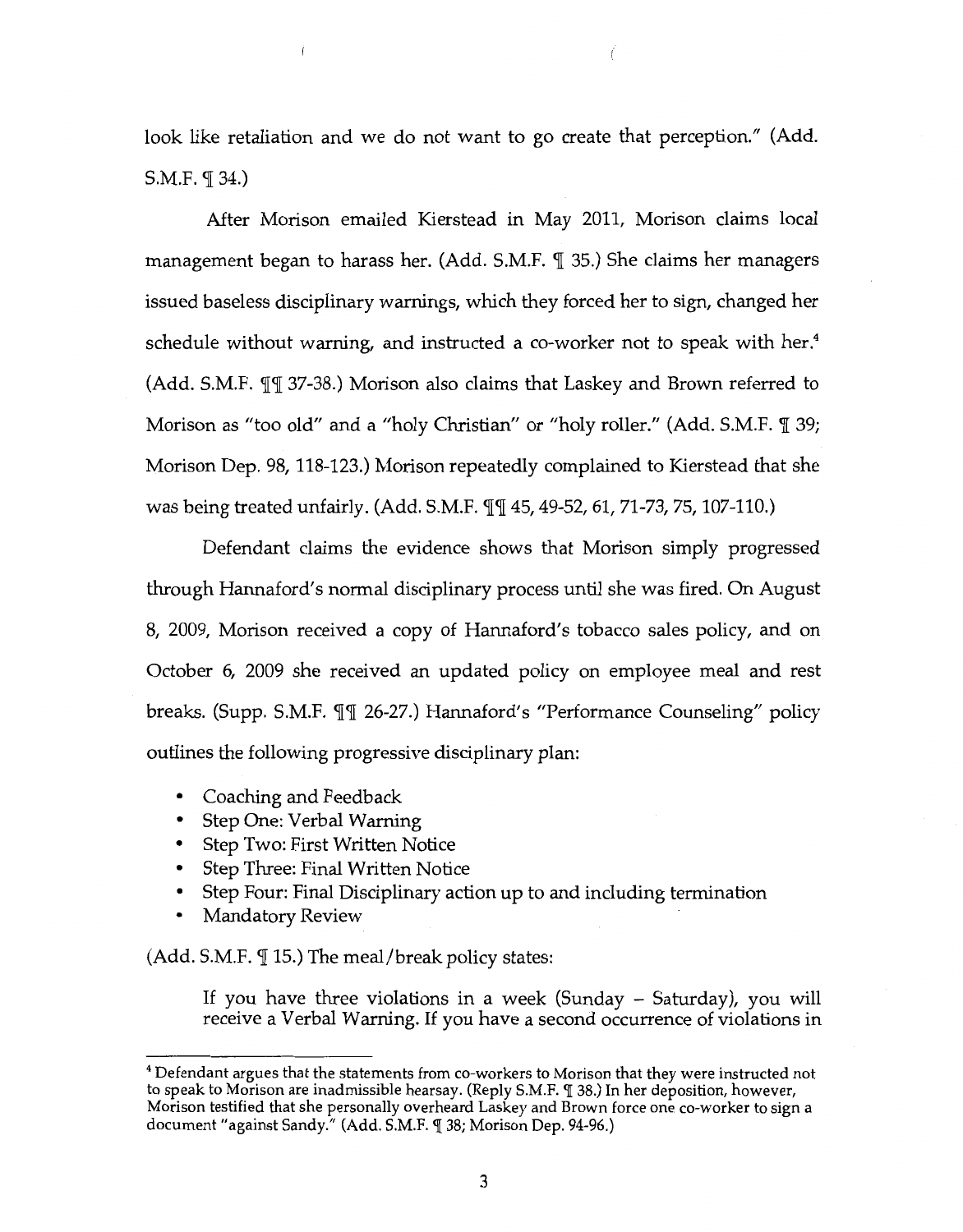look like retaliation and we do not want to go create that perception." (Add. S.M.F. ¶ 34.)

After Morison emailed Kierstead in May 2011, Morison claims local management began to harass her. (Add. S.M.F. ¶ 35.) She claims her managers issued baseless disciplinary warnings, which they forced her to sign, changed her schedule without warning, and instructed a co-worker not to speak with her.[4] (Add. S.M.F. ¶¶ 37-38.) Morison also claims that Laskey and Brown referred to Morison as "too old" and a "holy Christian" or "holy roller." (Add. S.M.F. ¶ 39; Morison Dep. 98, 118-123.) Morison repeatedly complained to Kierstead that she was being treated unfairly. (Add. S.M.F. ¶¶ 45, 49-52, 61, 71-73, 75, 107-110.)

Defendant claims the evidence shows that Morison simply progressed through Hannaford's normal disciplinary process until she was fired. On August 8, 2009, Morison received a copy of Hannaford's tobacco sales policy, and on October 6, 2009 she received an updated policy on employee meal and rest breaks. (Supp. S.M.F. ¶¶ 26-27.) Hannaford's "Performance Counseling" policy outlines the following progressive disciplinary plan:

- Coaching and Feedback
- Step One: Verbal Warning
- Step Two: First Written Notice
- Step Three: Final Written Notice
- Step Four: Final Disciplinary action up to and including termination
- Mandatory Review

(Add. S.M.F. ¶ 15.) The meal/break policy states:

> If you have three violations in a week (Sunday – Saturday), you will receive a Verbal Warning. If you have a second occurrence of violations in

---

[4] Defendant argues that the statements from co-workers to Morison that they were instructed not to speak to Morison are inadmissible hearsay. (Reply S.M.F. ¶ 38.) In her deposition, however, Morison testified that she personally overheard Laskey and Brown force one co-worker to sign a document "against Sandy." (Add. S.M.F. ¶ 38; Morison Dep. 94-96.)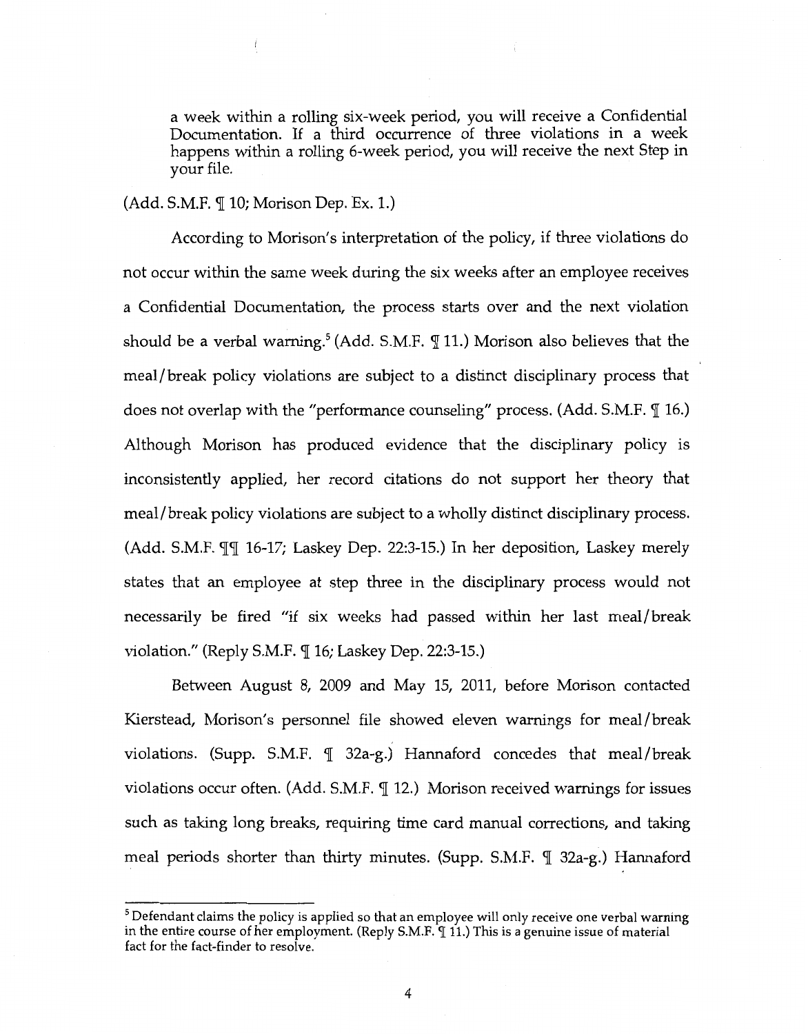a week within a rolling six-week period, you will receive a Confidential Documentation. If a third occurrence of three violations in a week happens within a rolling 6-week period, you will receive the next Step in your file.

(Add. S.M.F. ¶ 10; Morison Dep. Ex. 1.)

According to Morison's interpretation of the policy, if three violations do not occur within the same week during the six weeks after an employee receives a Confidential Documentation, the process starts over and the next violation should be a verbal warning.[5] (Add. S.M.F. ¶ 11.) Morison also believes that the meal/break policy violations are subject to a distinct disciplinary process that does not overlap with the "performance counseling" process. (Add. S.M.F. ¶ 16.) Although Morison has produced evidence that the disciplinary policy is inconsistently applied, her record citations do not support her theory that meal/break policy violations are subject to a wholly distinct disciplinary process. (Add. S.M.F. ¶¶ 16-17; Laskey Dep. 22:3-15.) In her deposition, Laskey merely states that an employee at step three in the disciplinary process would not necessarily be fired "if six weeks had passed within her last meal/break violation." (Reply S.M.F. ¶ 16; Laskey Dep. 22:3-15.)

Between August 8, 2009 and May 15, 2011, before Morison contacted Kierstead, Morison's personnel file showed eleven warnings for meal/break violations. (Supp. S.M.F. ¶ 32a-g.) Hannaford concedes that meal/break violations occur often. (Add. S.M.F. ¶ 12.) Morison received warnings for issues such as taking long breaks, requiring time card manual corrections, and taking meal periods shorter than thirty minutes. (Supp. S.M.F. ¶ 32a-g.) Hannaford

[5] Defendant claims the policy is applied so that an employee will only receive one verbal warning in the entire course of her employment. (Reply S.M.F. ¶ 11.) This is a genuine issue of material fact for the fact-finder to resolve.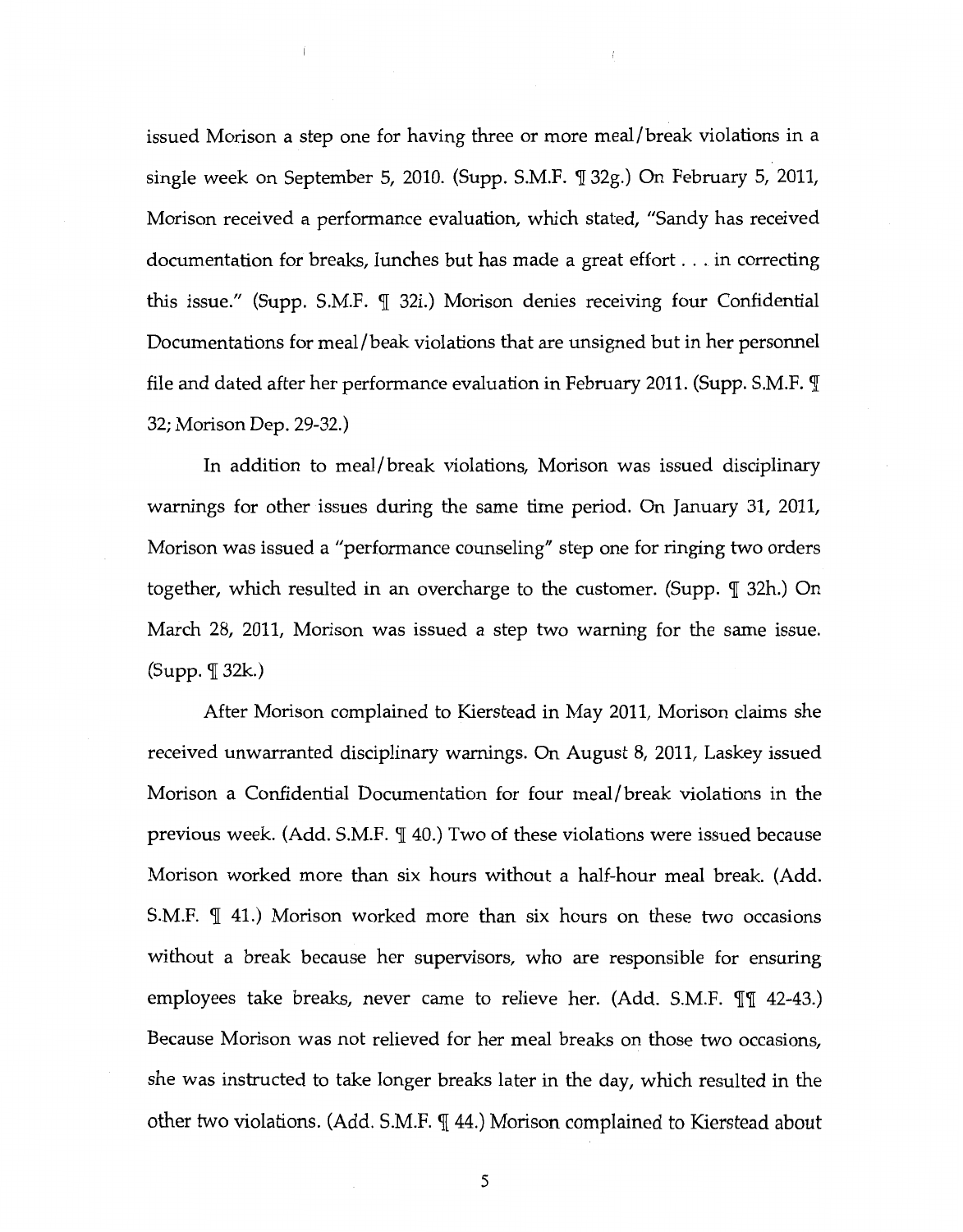issued Morison a step one for having three or more meal/break violations in a single week on September 5, 2010. (Supp. S.M.F. ¶ 32g.) On February 5, 2011, Morison received a performance evaluation, which stated, "Sandy has received documentation for breaks, lunches but has made a great effort . . . in correcting this issue." (Supp. S.M.F. ¶ 32i.) Morison denies receiving four Confidential Documentations for meal/beak violations that are unsigned but in her personnel file and dated after her performance evaluation in February 2011. (Supp. S.M.F. ¶ 32; Morison Dep. 29-32.)

In addition to meal/break violations, Morison was issued disciplinary warnings for other issues during the same time period. On January 31, 2011, Morison was issued a "performance counseling" step one for ringing two orders together, which resulted in an overcharge to the customer. (Supp. ¶ 32h.) On March 28, 2011, Morison was issued a step two warning for the same issue. (Supp. ¶ 32k.)

After Morison complained to Kierstead in May 2011, Morison claims she received unwarranted disciplinary warnings. On August 8, 2011, Laskey issued Morison a Confidential Documentation for four meal/break violations in the previous week. (Add. S.M.F. ¶ 40.) Two of these violations were issued because Morison worked more than six hours without a half-hour meal break. (Add. S.M.F. ¶ 41.) Morison worked more than six hours on these two occasions without a break because her supervisors, who are responsible for ensuring employees take breaks, never came to relieve her. (Add. S.M.F. ¶¶ 42-43.) Because Morison was not relieved for her meal breaks on those two occasions, she was instructed to take longer breaks later in the day, which resulted in the other two violations. (Add. S.M.F. ¶ 44.) Morison complained to Kierstead about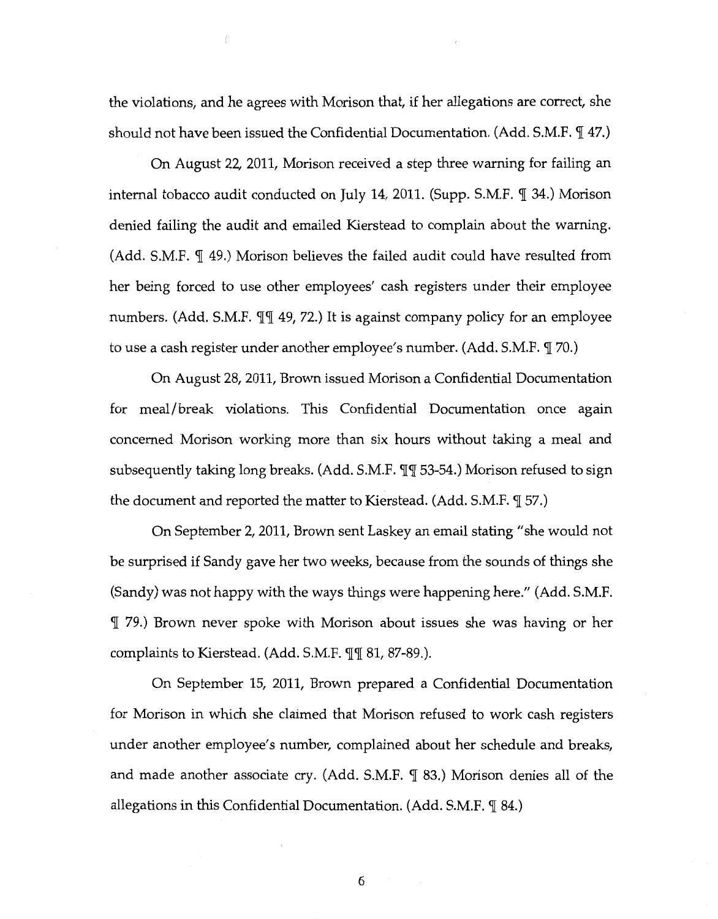the violations, and he agrees with Morison that, if her allegations are correct, she should not have been issued the Confidential Documentation. (Add. S.M.F. ¶ 47.)

On August 22, 2011, Morison received a step three warning for failing an internal tobacco audit conducted on July 14, 2011. (Supp. S.M.F. ¶ 34.) Morison denied failing the audit and emailed Kierstead to complain about the warning. (Add. S.M.F. ¶ 49.) Morison believes the failed audit could have resulted from her being forced to use other employees' cash registers under their employee numbers. (Add. S.M.F. ¶¶ 49, 72.) It is against company policy for an employee to use a cash register under another employee's number. (Add. S.M.F. ¶ 70.)

On August 28, 2011, Brown issued Morison a Confidential Documentation for meal/break violations. This Confidential Documentation once again concerned Morison working more than six hours without taking a meal and subsequently taking long breaks. (Add. S.M.F. ¶¶ 53-54.) Morison refused to sign the document and reported the matter to Kierstead. (Add. S.M.F. ¶ 57.)

On September 2, 2011, Brown sent Laskey an email stating "she would not be surprised if Sandy gave her two weeks, because from the sounds of things she (Sandy) was not happy with the ways things were happening here." (Add. S.M.F. ¶ 79.) Brown never spoke with Morison about issues she was having or her complaints to Kierstead. (Add. S.M.F. ¶¶ 81, 87-89.).

On September 15, 2011, Brown prepared a Confidential Documentation for Morison in which she claimed that Morison refused to work cash registers under another employee's number, complained about her schedule and breaks, and made another associate cry. (Add. S.M.F. ¶ 83.) Morison denies all of the allegations in this Confidential Documentation. (Add. S.M.F. ¶ 84.)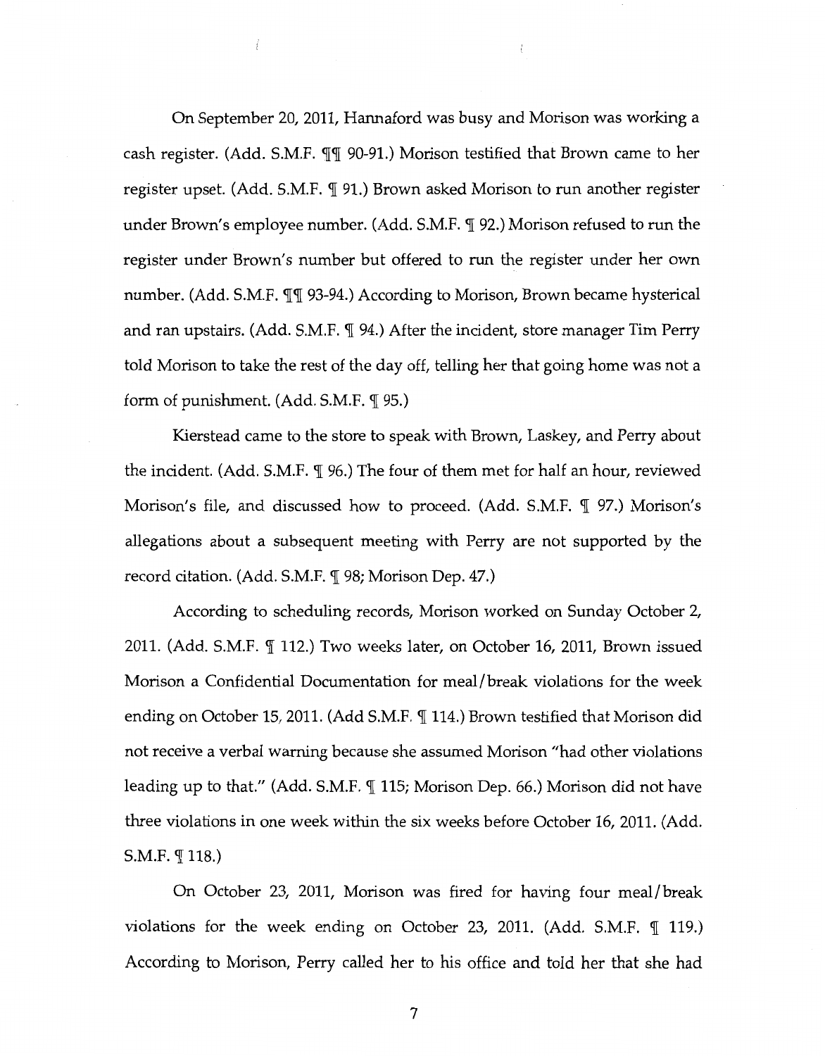On September 20, 2011, Hannaford was busy and Morison was working a cash register. (Add. S.M.F. ¶¶ 90-91.) Morison testified that Brown came to her register upset. (Add. S.M.F. ¶ 91.) Brown asked Morison to run another register under Brown's employee number. (Add. S.M.F. ¶ 92.) Morison refused to run the register under Brown's number but offered to run the register under her own number. (Add. S.M.F. ¶¶ 93-94.) According to Morison, Brown became hysterical and ran upstairs. (Add. S.M.F. ¶ 94.) After the incident, store manager Tim Perry told Morison to take the rest of the day off, telling her that going home was not a form of punishment. (Add. S.M.F. ¶ 95.)

Kierstead came to the store to speak with Brown, Laskey, and Perry about the incident. (Add. S.M.F. ¶ 96.) The four of them met for half an hour, reviewed Morison's file, and discussed how to proceed. (Add. S.M.F. ¶ 97.) Morison's allegations about a subsequent meeting with Perry are not supported by the record citation. (Add. S.M.F. ¶ 98; Morison Dep. 47.)

According to scheduling records, Morison worked on Sunday October 2, 2011. (Add. S.M.F. ¶ 112.) Two weeks later, on October 16, 2011, Brown issued Morison a Confidential Documentation for meal/break violations for the week ending on October 15, 2011. (Add S.M.F. ¶ 114.) Brown testified that Morison did not receive a verbal warning because she assumed Morison "had other violations leading up to that." (Add. S.M.F. ¶ 115; Morison Dep. 66.) Morison did not have three violations in one week within the six weeks before October 16, 2011. (Add. S.M.F. ¶ 118.)

On October 23, 2011, Morison was fired for having four meal/break violations for the week ending on October 23, 2011. (Add. S.M.F. ¶ 119.) According to Morison, Perry called her to his office and told her that she had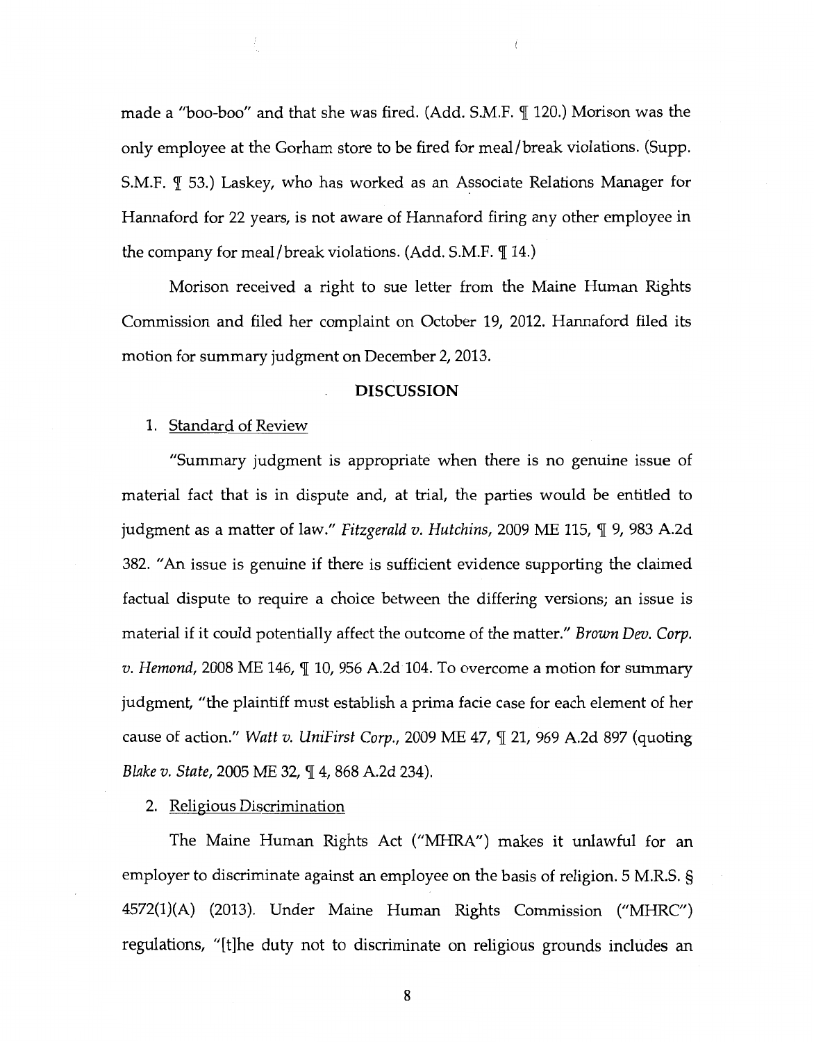made a "boo-boo" and that she was fired. (Add. S.M.F. ¶ 120.) Morison was the only employee at the Gorham store to be fired for meal/break violations. (Supp. S.M.F. ¶ 53.) Laskey, who has worked as an Associate Relations Manager for Hannaford for 22 years, is not aware of Hannaford firing any other employee in the company for meal/break violations. (Add. S.M.F. ¶ 14.)

Morison received a right to sue letter from the Maine Human Rights Commission and filed her complaint on October 19, 2012. Hannaford filed its motion for summary judgment on December 2, 2013.

## DISCUSSION

1. Standard of Review

"Summary judgment is appropriate when there is no genuine issue of material fact that is in dispute and, at trial, the parties would be entitled to judgment as a matter of law." *Fitzgerald v. Hutchins*, 2009 ME 115, ¶ 9, 983 A.2d 382. "An issue is genuine if there is sufficient evidence supporting the claimed factual dispute to require a choice between the differing versions; an issue is material if it could potentially affect the outcome of the matter." *Brown Dev. Corp. v. Hemond*, 2008 ME 146, ¶ 10, 956 A.2d 104. To overcome a motion for summary judgment, "the plaintiff must establish a prima facie case for each element of her cause of action." *Watt v. UniFirst Corp.*, 2009 ME 47, ¶ 21, 969 A.2d 897 (quoting *Blake v. State*, 2005 ME 32, ¶ 4, 868 A.2d 234).

2. Religious Discrimination

The Maine Human Rights Act ("MHRA") makes it unlawful for an employer to discriminate against an employee on the basis of religion. 5 M.R.S. § 4572(1)(A) (2013). Under Maine Human Rights Commission ("MHRC") regulations, "[t]he duty not to discriminate on religious grounds includes an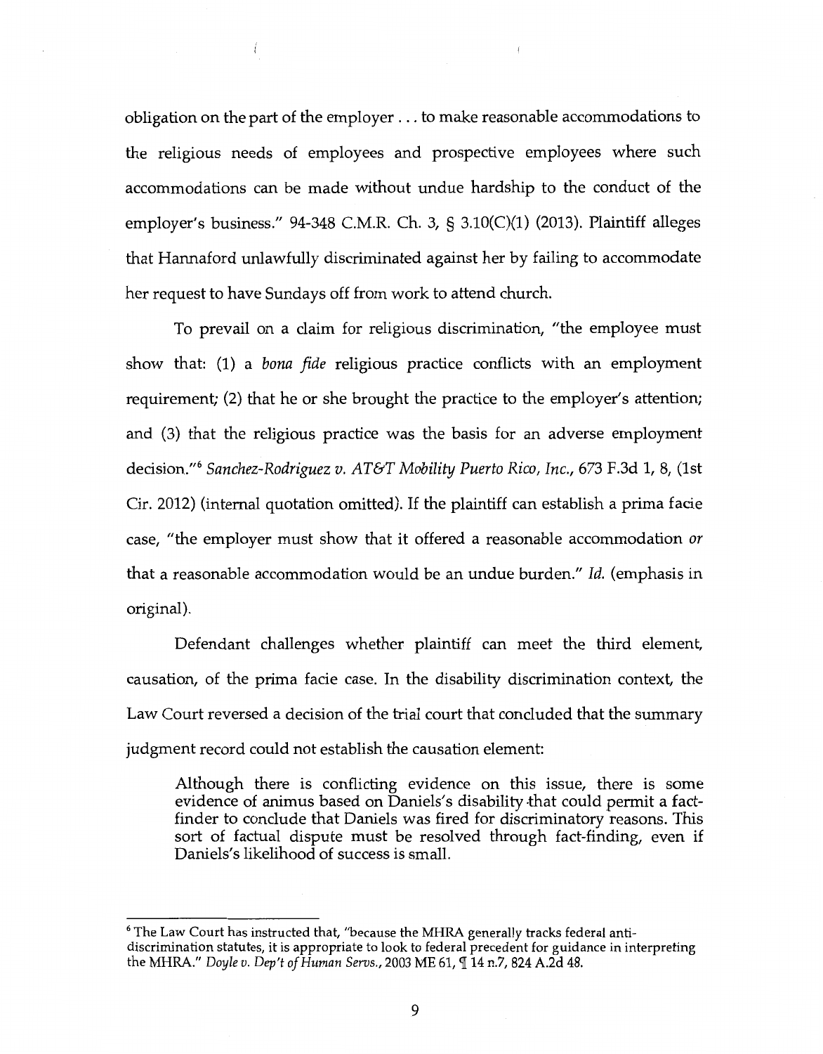obligation on the part of the employer . . . to make reasonable accommodations to the religious needs of employees and prospective employees where such accommodations can be made without undue hardship to the conduct of the employer's business." 94-348 C.M.R. Ch. 3, § 3.10(C)(1) (2013). Plaintiff alleges that Hannaford unlawfully discriminated against her by failing to accommodate her request to have Sundays off from work to attend church.

To prevail on a claim for religious discrimination, "the employee must show that: (1) a *bona fide* religious practice conflicts with an employment requirement; (2) that he or she brought the practice to the employer's attention; and (3) that the religious practice was the basis for an adverse employment decision."[6] *Sanchez-Rodriguez v. AT&T Mobility Puerto Rico, Inc.*, 673 F.3d 1, 8, (1st Cir. 2012) (internal quotation omitted). If the plaintiff can establish a prima facie case, "the employer must show that it offered a reasonable accommodation *or* that a reasonable accommodation would be an undue burden." *Id.* (emphasis in original).

Defendant challenges whether plaintiff can meet the third element, causation, of the prima facie case. In the disability discrimination context, the Law Court reversed a decision of the trial court that concluded that the summary judgment record could not establish the causation element:

> Although there is conflicting evidence on this issue, there is some evidence of animus based on Daniels's disability that could permit a fact-finder to conclude that Daniels was fired for discriminatory reasons. This sort of factual dispute must be resolved through fact-finding, even if Daniels's likelihood of success is small.

---

[6] The Law Court has instructed that, "because the MHRA generally tracks federal anti-discrimination statutes, it is appropriate to look to federal precedent for guidance in interpreting the MHRA." *Doyle v. Dep't of Human Servs.*, 2003 ME 61, ¶ 14 n.7, 824 A.2d 48.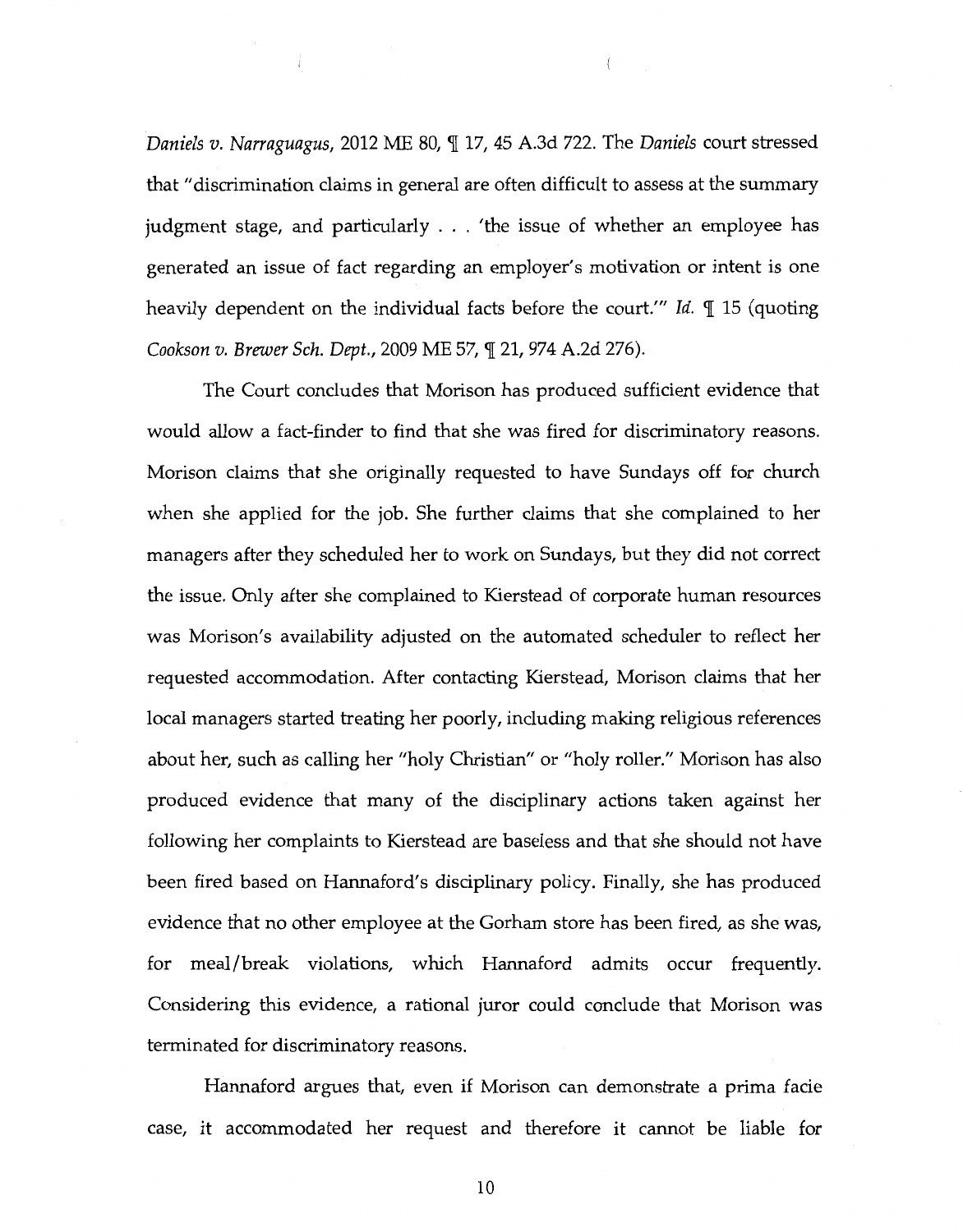*Daniels v. Narraguagus*, 2012 ME 80, ¶ 17, 45 A.3d 722. The *Daniels* court stressed that "discrimination claims in general are often difficult to assess at the summary judgment stage, and particularly . . . 'the issue of whether an employee has generated an issue of fact regarding an employer's motivation or intent is one heavily dependent on the individual facts before the court.'" *Id.* ¶ 15 (quoting *Cookson v. Brewer Sch. Dept.*, 2009 ME 57, ¶ 21, 974 A.2d 276).

The Court concludes that Morison has produced sufficient evidence that would allow a fact-finder to find that she was fired for discriminatory reasons. Morison claims that she originally requested to have Sundays off for church when she applied for the job. She further claims that she complained to her managers after they scheduled her to work on Sundays, but they did not correct the issue. Only after she complained to Kierstead of corporate human resources was Morison's availability adjusted on the automated scheduler to reflect her requested accommodation. After contacting Kierstead, Morison claims that her local managers started treating her poorly, including making religious references about her, such as calling her "holy Christian" or "holy roller." Morison has also produced evidence that many of the disciplinary actions taken against her following her complaints to Kierstead are baseless and that she should not have been fired based on Hannaford's disciplinary policy. Finally, she has produced evidence that no other employee at the Gorham store has been fired, as she was, for meal/break violations, which Hannaford admits occur frequently. Considering this evidence, a rational juror could conclude that Morison was terminated for discriminatory reasons.

Hannaford argues that, even if Morison can demonstrate a prima facie case, it accommodated her request and therefore it cannot be liable for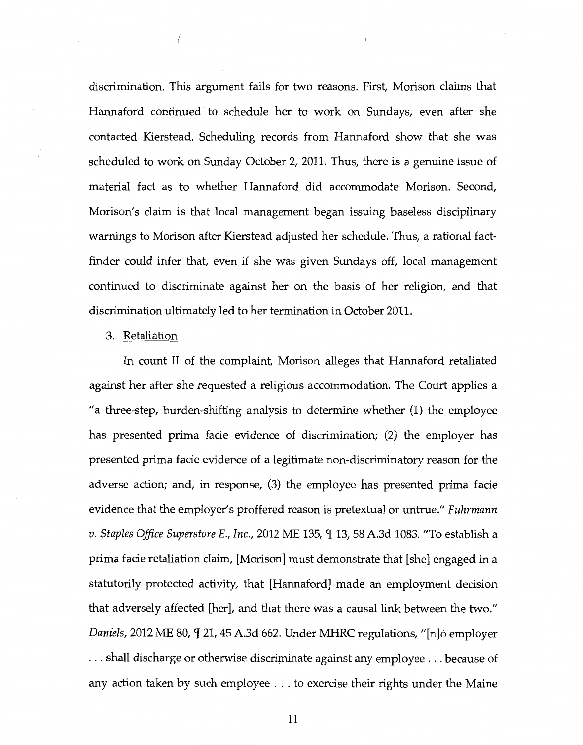discrimination. This argument fails for two reasons. First, Morison claims that Hannaford continued to schedule her to work on Sundays, even after she contacted Kierstead. Scheduling records from Hannaford show that she was scheduled to work on Sunday October 2, 2011. Thus, there is a genuine issue of material fact as to whether Hannaford did accommodate Morison. Second, Morison's claim is that local management began issuing baseless disciplinary warnings to Morison after Kierstead adjusted her schedule. Thus, a rational fact-finder could infer that, even if she was given Sundays off, local management continued to discriminate against her on the basis of her religion, and that discrimination ultimately led to her termination in October 2011.

3. Retaliation

In count II of the complaint, Morison alleges that Hannaford retaliated against her after she requested a religious accommodation. The Court applies a "a three-step, burden-shifting analysis to determine whether (1) the employee has presented prima facie evidence of discrimination; (2) the employer has presented prima facie evidence of a legitimate non-discriminatory reason for the adverse action; and, in response, (3) the employee has presented prima facie evidence that the employer's proffered reason is pretextual or untrue." *Fuhrmann v. Staples Office Superstore E., Inc.*, 2012 ME 135, ¶ 13, 58 A.3d 1083. "To establish a prima facie retaliation claim, [Morison] must demonstrate that [she] engaged in a statutorily protected activity, that [Hannaford] made an employment decision that adversely affected [her], and that there was a causal link between the two." *Daniels*, 2012 ME 80, ¶ 21, 45 A.3d 662. Under MHRC regulations, "[n]o employer . . . shall discharge or otherwise discriminate against any employee . . . because of any action taken by such employee . . . to exercise their rights under the Maine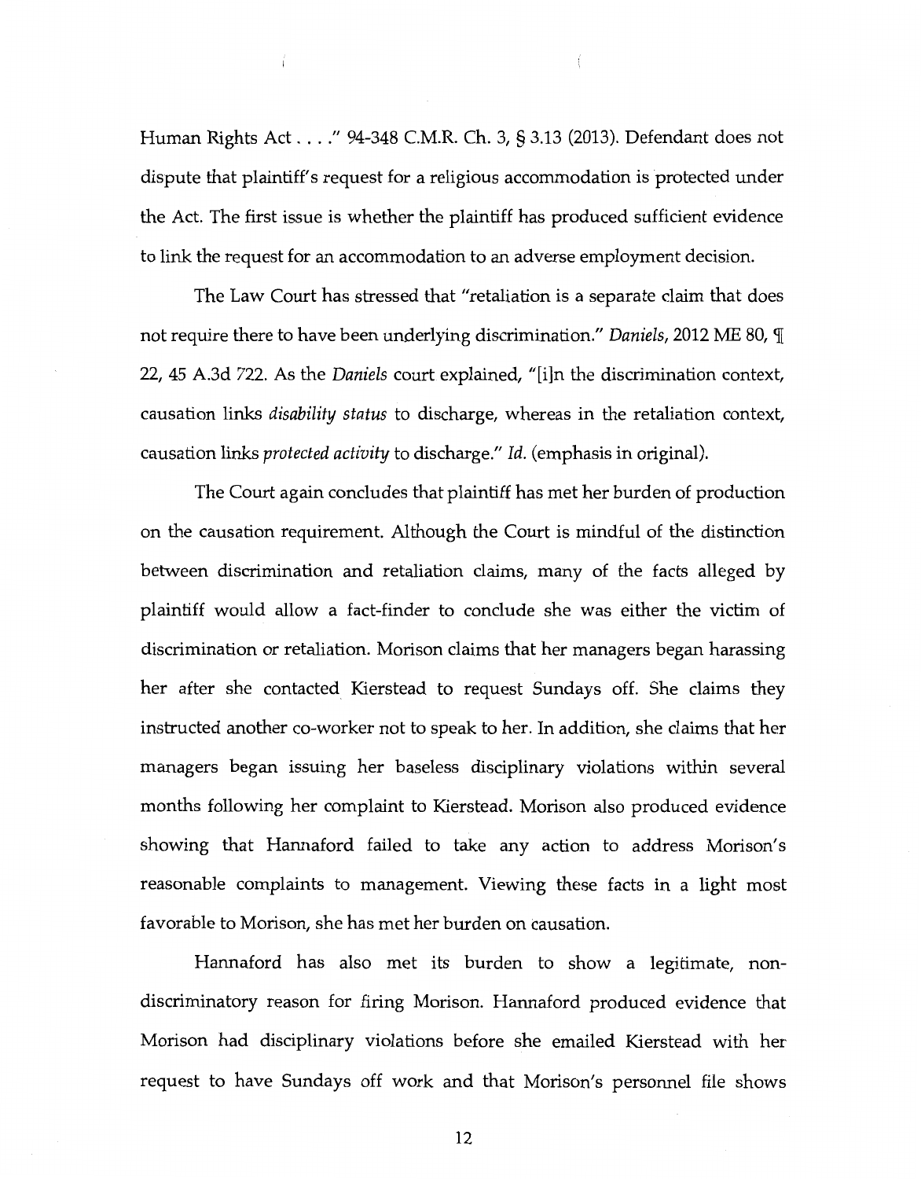Human Rights Act . . . ." 94-348 C.M.R. Ch. 3, § 3.13 (2013). Defendant does not dispute that plaintiff's request for a religious accommodation is protected under the Act. The first issue is whether the plaintiff has produced sufficient evidence to link the request for an accommodation to an adverse employment decision.

The Law Court has stressed that "retaliation is a separate claim that does not require there to have been underlying discrimination." *Daniels*, 2012 ME 80, ¶ 22, 45 A.3d 722. As the *Daniels* court explained, "[i]n the discrimination context, causation links *disability status* to discharge, whereas in the retaliation context, causation links *protected activity* to discharge." *Id.* (emphasis in original).

The Court again concludes that plaintiff has met her burden of production on the causation requirement. Although the Court is mindful of the distinction between discrimination and retaliation claims, many of the facts alleged by plaintiff would allow a fact-finder to conclude she was either the victim of discrimination or retaliation. Morison claims that her managers began harassing her after she contacted Kierstead to request Sundays off. She claims they instructed another co-worker not to speak to her. In addition, she claims that her managers began issuing her baseless disciplinary violations within several months following her complaint to Kierstead. Morison also produced evidence showing that Hannaford failed to take any action to address Morison's reasonable complaints to management. Viewing these facts in a light most favorable to Morison, she has met her burden on causation.

Hannaford has also met its burden to show a legitimate, non-discriminatory reason for firing Morison. Hannaford produced evidence that Morison had disciplinary violations before she emailed Kierstead with her request to have Sundays off work and that Morison's personnel file shows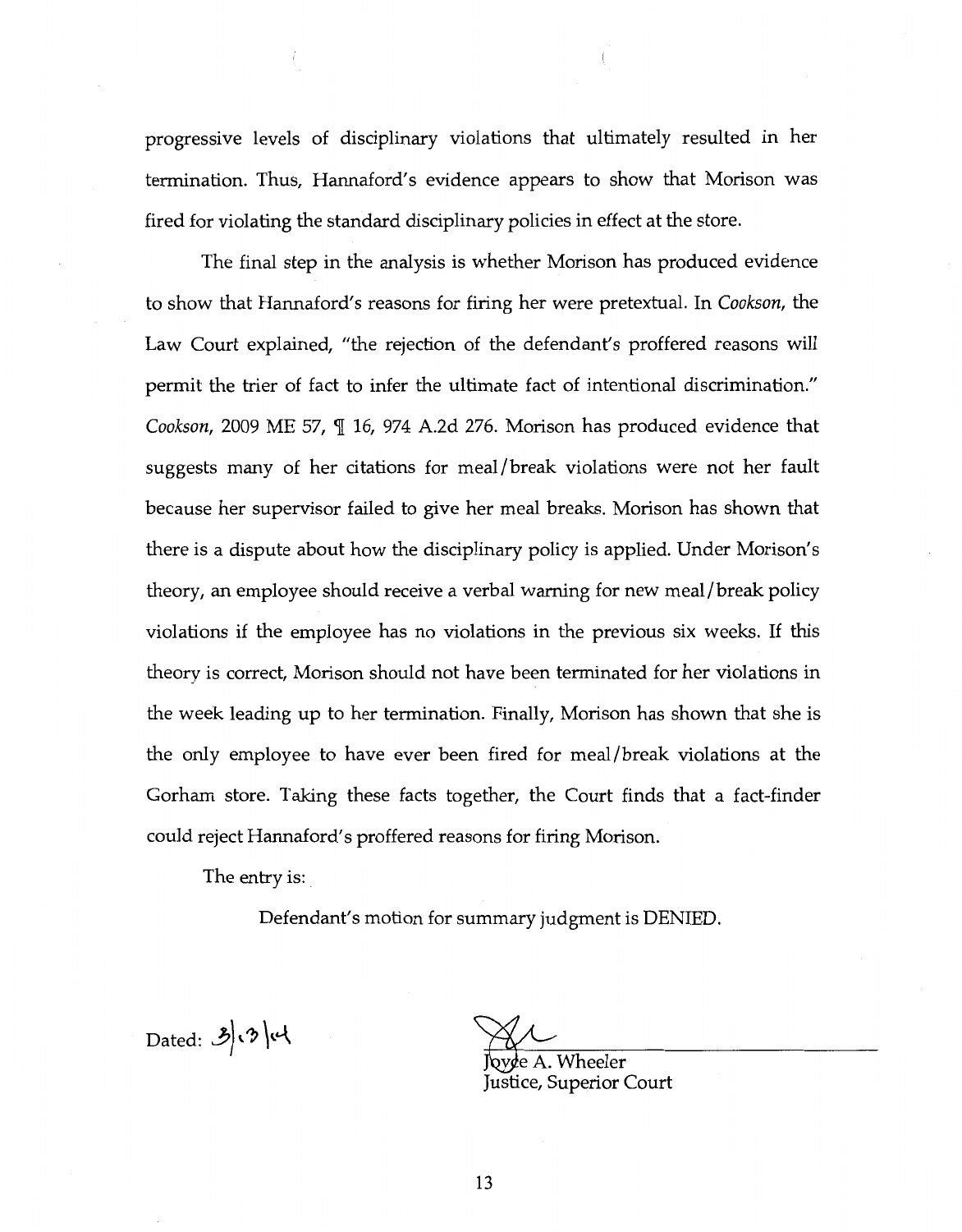progressive levels of disciplinary violations that ultimately resulted in her termination. Thus, Hannaford's evidence appears to show that Morison was fired for violating the standard disciplinary policies in effect at the store.

The final step in the analysis is whether Morison has produced evidence to show that Hannaford's reasons for firing her were pretextual. In *Cookson*, the Law Court explained, "the rejection of the defendant's proffered reasons will permit the trier of fact to infer the ultimate fact of intentional discrimination." *Cookson*, 2009 ME 57, ¶ 16, 974 A.2d 276. Morison has produced evidence that suggests many of her citations for meal/break violations were not her fault because her supervisor failed to give her meal breaks. Morison has shown that there is a dispute about how the disciplinary policy is applied. Under Morison's theory, an employee should receive a verbal warning for new meal/break policy violations if the employee has no violations in the previous six weeks. If this theory is correct, Morison should not have been terminated for her violations in the week leading up to her termination. Finally, Morison has shown that she is the only employee to have ever been fired for meal/break violations at the Gorham store. Taking these facts together, the Court finds that a fact-finder could reject Hannaford's proffered reasons for firing Morison.

The entry is:

Defendant's motion for summary judgment is DENIED.

Dated: 3/13/14

Joyce A. Wheeler
Justice, Superior Court